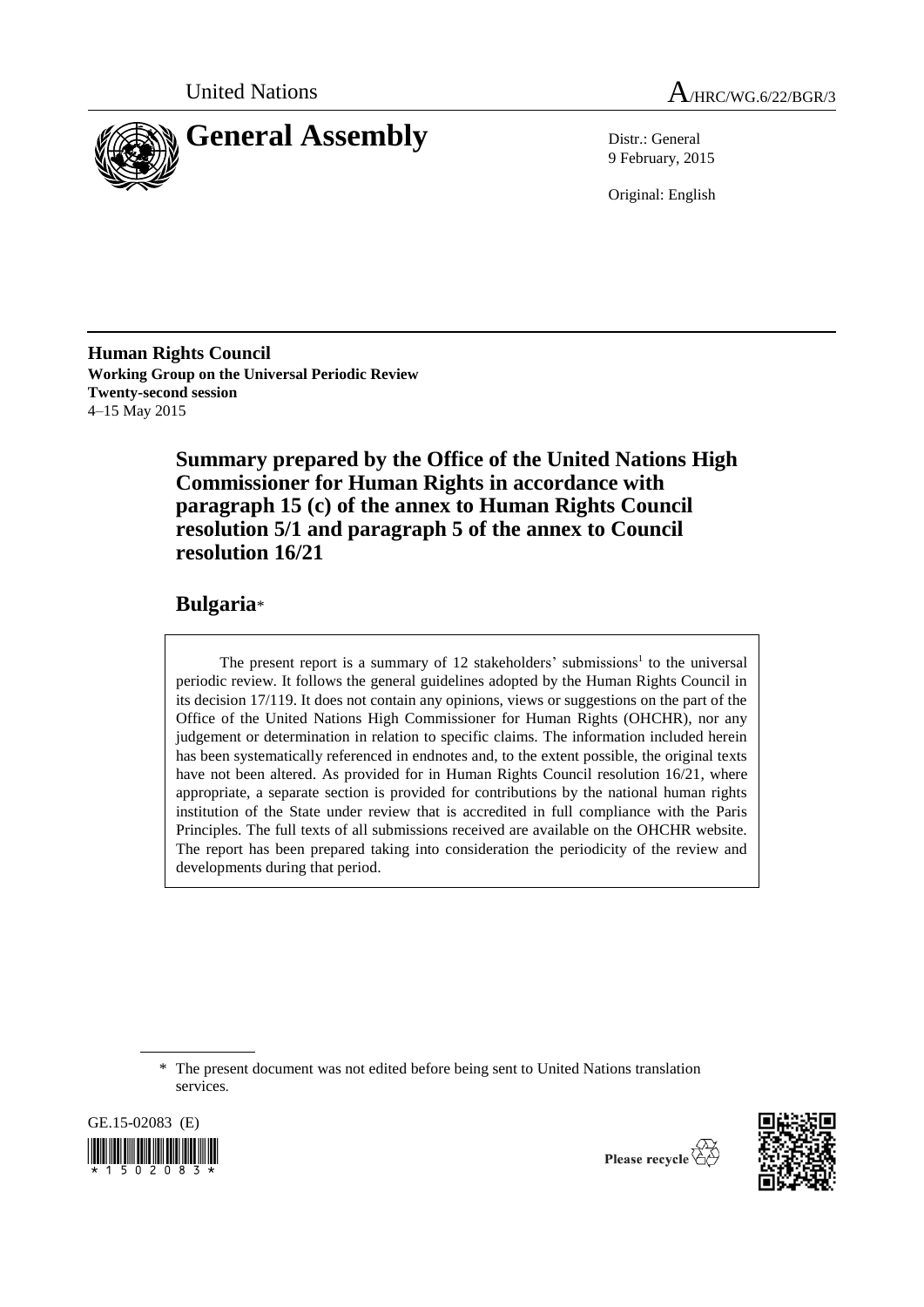United Nations

A/HRC/WG.6/22/BGR/3

# General Assembly

Distr.: General
9 February, 2015

Original: English

**Human Rights Council**
**Working Group on the Universal Periodic Review**
**Twenty-second session**
4–15 May 2015

## Summary prepared by the Office of the United Nations High Commissioner for Human Rights in accordance with paragraph 15 (c) of the annex to Human Rights Council resolution 5/1 and paragraph 5 of the annex to Council resolution 16/21

## Bulgaria*

The present report is a summary of 12 stakeholders' submissions[1] to the universal periodic review. It follows the general guidelines adopted by the Human Rights Council in its decision 17/119. It does not contain any opinions, views or suggestions on the part of the Office of the United Nations High Commissioner for Human Rights (OHCHR), nor any judgement or determination in relation to specific claims. The information included herein has been systematically referenced in endnotes and, to the extent possible, the original texts have not been altered. As provided for in Human Rights Council resolution 16/21, where appropriate, a separate section is provided for contributions by the national human rights institution of the State under review that is accredited in full compliance with the Paris Principles. The full texts of all submissions received are available on the OHCHR website. The report has been prepared taking into consideration the periodicity of the review and developments during that period.

\* The present document was not edited before being sent to United Nations translation services.

GE.15-02083 (E)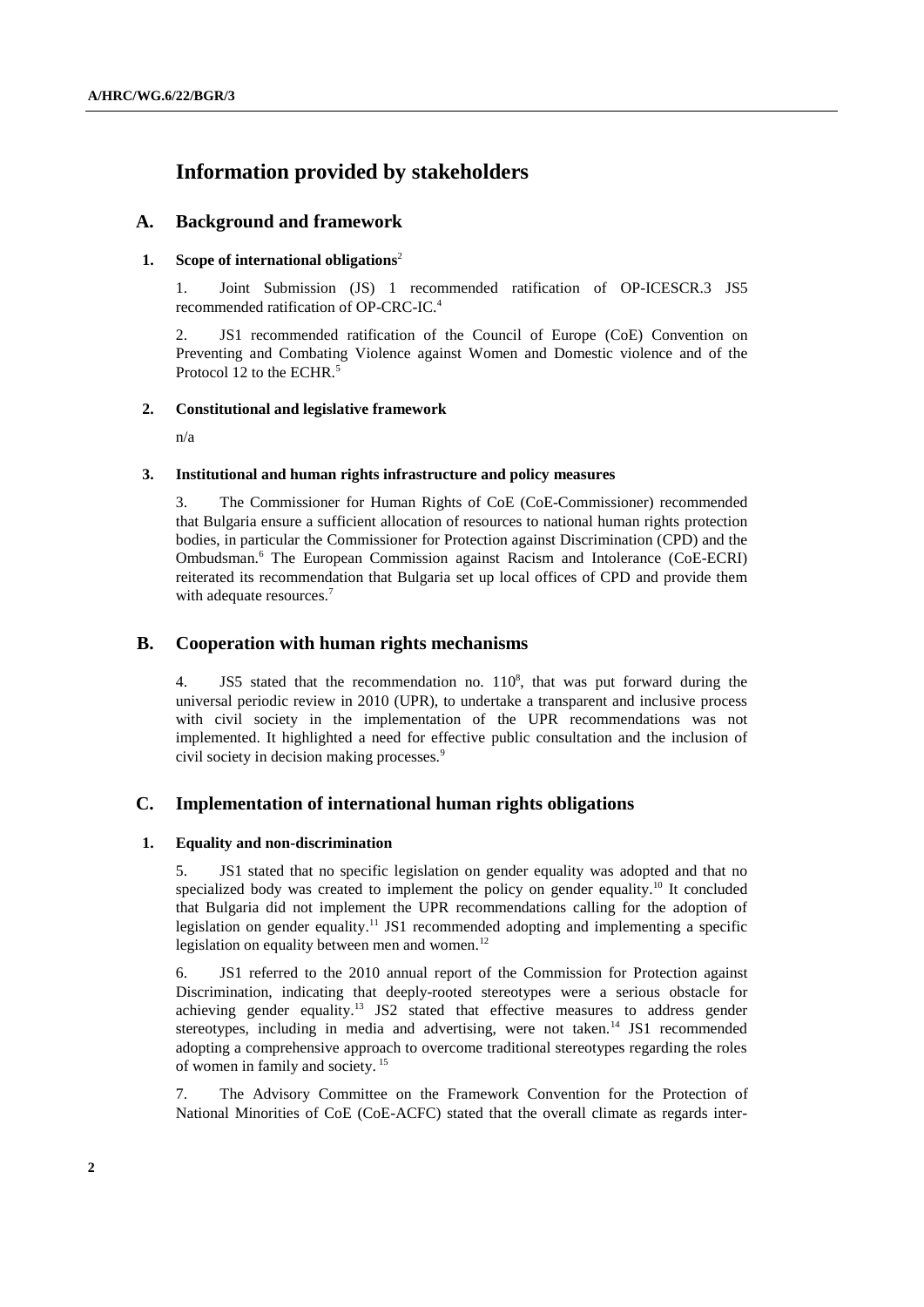# Information provided by stakeholders

## A. Background and framework

### 1. Scope of international obligations[2]

1. Joint Submission (JS) 1 recommended ratification of OP-ICESCR.3 JS5 recommended ratification of OP-CRC-IC.[4]

2. JS1 recommended ratification of the Council of Europe (CoE) Convention on Preventing and Combating Violence against Women and Domestic violence and of the Protocol 12 to the ECHR.[5]

### 2. Constitutional and legislative framework

n/a

### 3. Institutional and human rights infrastructure and policy measures

3. The Commissioner for Human Rights of CoE (CoE-Commissioner) recommended that Bulgaria ensure a sufficient allocation of resources to national human rights protection bodies, in particular the Commissioner for Protection against Discrimination (CPD) and the Ombudsman.[6] The European Commission against Racism and Intolerance (CoE-ECRI) reiterated its recommendation that Bulgaria set up local offices of CPD and provide them with adequate resources.[7]

## B. Cooperation with human rights mechanisms

4. JS5 stated that the recommendation no. 110[8], that was put forward during the universal periodic review in 2010 (UPR), to undertake a transparent and inclusive process with civil society in the implementation of the UPR recommendations was not implemented. It highlighted a need for effective public consultation and the inclusion of civil society in decision making processes.[9]

## C. Implementation of international human rights obligations

### 1. Equality and non-discrimination

5. JS1 stated that no specific legislation on gender equality was adopted and that no specialized body was created to implement the policy on gender equality.[10] It concluded that Bulgaria did not implement the UPR recommendations calling for the adoption of legislation on gender equality.[11] JS1 recommended adopting and implementing a specific legislation on equality between men and women.[12]

6. JS1 referred to the 2010 annual report of the Commission for Protection against Discrimination, indicating that deeply-rooted stereotypes were a serious obstacle for achieving gender equality.[13] JS2 stated that effective measures to address gender stereotypes, including in media and advertising, were not taken.[14] JS1 recommended adopting a comprehensive approach to overcome traditional stereotypes regarding the roles of women in family and society.[15]

7. The Advisory Committee on the Framework Convention for the Protection of National Minorities of CoE (CoE-ACFC) stated that the overall climate as regards inter-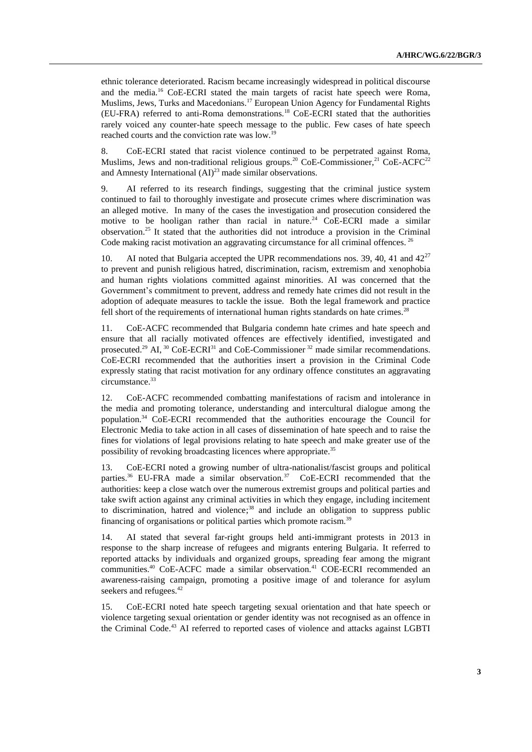ethnic tolerance deteriorated. Racism became increasingly widespread in political discourse and the media.[16] CoE-ECRI stated the main targets of racist hate speech were Roma, Muslims, Jews, Turks and Macedonians.[17] European Union Agency for Fundamental Rights (EU-FRA) referred to anti-Roma demonstrations.[18] CoE-ECRI stated that the authorities rarely voiced any counter-hate speech message to the public. Few cases of hate speech reached courts and the conviction rate was low.[19]

8. CoE-ECRI stated that racist violence continued to be perpetrated against Roma, Muslims, Jews and non-traditional religious groups.[20] CoE-Commissioner,[21] CoE-ACFC[22] and Amnesty International (AI)[23] made similar observations.

9. AI referred to its research findings, suggesting that the criminal justice system continued to fail to thoroughly investigate and prosecute crimes where discrimination was an alleged motive. In many of the cases the investigation and prosecution considered the motive to be hooligan rather than racial in nature.[24] CoE-ECRI made a similar observation.[25] It stated that the authorities did not introduce a provision in the Criminal Code making racist motivation an aggravating circumstance for all criminal offences.[26]

10. AI noted that Bulgaria accepted the UPR recommendations nos. 39, 40, 41 and 42[27] to prevent and punish religious hatred, discrimination, racism, extremism and xenophobia and human rights violations committed against minorities. AI was concerned that the Government's commitment to prevent, address and remedy hate crimes did not result in the adoption of adequate measures to tackle the issue. Both the legal framework and practice fell short of the requirements of international human rights standards on hate crimes.[28]

11. CoE-ACFC recommended that Bulgaria condemn hate crimes and hate speech and ensure that all racially motivated offences are effectively identified, investigated and prosecuted.[29] AI,[30] CoE-ECRI[31] and CoE-Commissioner[32] made similar recommendations. CoE-ECRI recommended that the authorities insert a provision in the Criminal Code expressly stating that racist motivation for any ordinary offence constitutes an aggravating circumstance.[33]

12. CoE-ACFC recommended combatting manifestations of racism and intolerance in the media and promoting tolerance, understanding and intercultural dialogue among the population.[34] CoE-ECRI recommended that the authorities encourage the Council for Electronic Media to take action in all cases of dissemination of hate speech and to raise the fines for violations of legal provisions relating to hate speech and make greater use of the possibility of revoking broadcasting licences where appropriate.[35]

13. CoE-ECRI noted a growing number of ultra-nationalist/fascist groups and political parties.[36] EU-FRA made a similar observation.[37] CoE-ECRI recommended that the authorities: keep a close watch over the numerous extremist groups and political parties and take swift action against any criminal activities in which they engage, including incitement to discrimination, hatred and violence;[38] and include an obligation to suppress public financing of organisations or political parties which promote racism.[39]

14. AI stated that several far-right groups held anti-immigrant protests in 2013 in response to the sharp increase of refugees and migrants entering Bulgaria. It referred to reported attacks by individuals and organized groups, spreading fear among the migrant communities.[40] CoE-ACFC made a similar observation.[41] COE-ECRI recommended an awareness-raising campaign, promoting a positive image of and tolerance for asylum seekers and refugees.[42]

15. CoE-ECRI noted hate speech targeting sexual orientation and that hate speech or violence targeting sexual orientation or gender identity was not recognised as an offence in the Criminal Code.[43] AI referred to reported cases of violence and attacks against LGBTI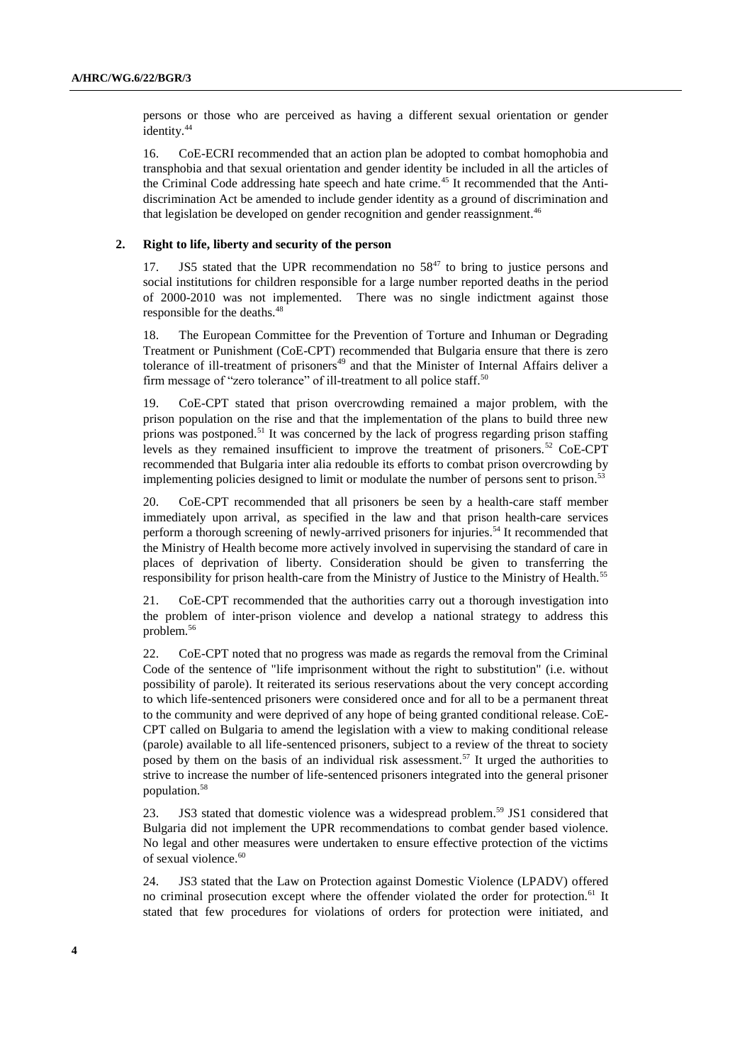persons or those who are perceived as having a different sexual orientation or gender identity.[44]

16. CoE-ECRI recommended that an action plan be adopted to combat homophobia and transphobia and that sexual orientation and gender identity be included in all the articles of the Criminal Code addressing hate speech and hate crime.[45] It recommended that the Anti-discrimination Act be amended to include gender identity as a ground of discrimination and that legislation be developed on gender recognition and gender reassignment.[46]

### 2. Right to life, liberty and security of the person

17. JS5 stated that the UPR recommendation no 58[47] to bring to justice persons and social institutions for children responsible for a large number reported deaths in the period of 2000-2010 was not implemented. There was no single indictment against those responsible for the deaths.[48]

18. The European Committee for the Prevention of Torture and Inhuman or Degrading Treatment or Punishment (CoE-CPT) recommended that Bulgaria ensure that there is zero tolerance of ill-treatment of prisoners[49] and that the Minister of Internal Affairs deliver a firm message of "zero tolerance" of ill-treatment to all police staff.[50]

19. CoE-CPT stated that prison overcrowding remained a major problem, with the prison population on the rise and that the implementation of the plans to build three new prions was postponed.[51] It was concerned by the lack of progress regarding prison staffing levels as they remained insufficient to improve the treatment of prisoners.[52] CoE-CPT recommended that Bulgaria inter alia redouble its efforts to combat prison overcrowding by implementing policies designed to limit or modulate the number of persons sent to prison.[53]

20. CoE-CPT recommended that all prisoners be seen by a health-care staff member immediately upon arrival, as specified in the law and that prison health-care services perform a thorough screening of newly-arrived prisoners for injuries.[54] It recommended that the Ministry of Health become more actively involved in supervising the standard of care in places of deprivation of liberty. Consideration should be given to transferring the responsibility for prison health-care from the Ministry of Justice to the Ministry of Health.[55]

21. CoE-CPT recommended that the authorities carry out a thorough investigation into the problem of inter-prison violence and develop a national strategy to address this problem.[56]

22. CoE-CPT noted that no progress was made as regards the removal from the Criminal Code of the sentence of "life imprisonment without the right to substitution" (i.e. without possibility of parole). It reiterated its serious reservations about the very concept according to which life-sentenced prisoners were considered once and for all to be a permanent threat to the community and were deprived of any hope of being granted conditional release. CoE-CPT called on Bulgaria to amend the legislation with a view to making conditional release (parole) available to all life-sentenced prisoners, subject to a review of the threat to society posed by them on the basis of an individual risk assessment.[57] It urged the authorities to strive to increase the number of life-sentenced prisoners integrated into the general prisoner population.[58]

23. JS3 stated that domestic violence was a widespread problem.[59] JS1 considered that Bulgaria did not implement the UPR recommendations to combat gender based violence. No legal and other measures were undertaken to ensure effective protection of the victims of sexual violence.[60]

24. JS3 stated that the Law on Protection against Domestic Violence (LPADV) offered no criminal prosecution except where the offender violated the order for protection.[61] It stated that few procedures for violations of orders for protection were initiated, and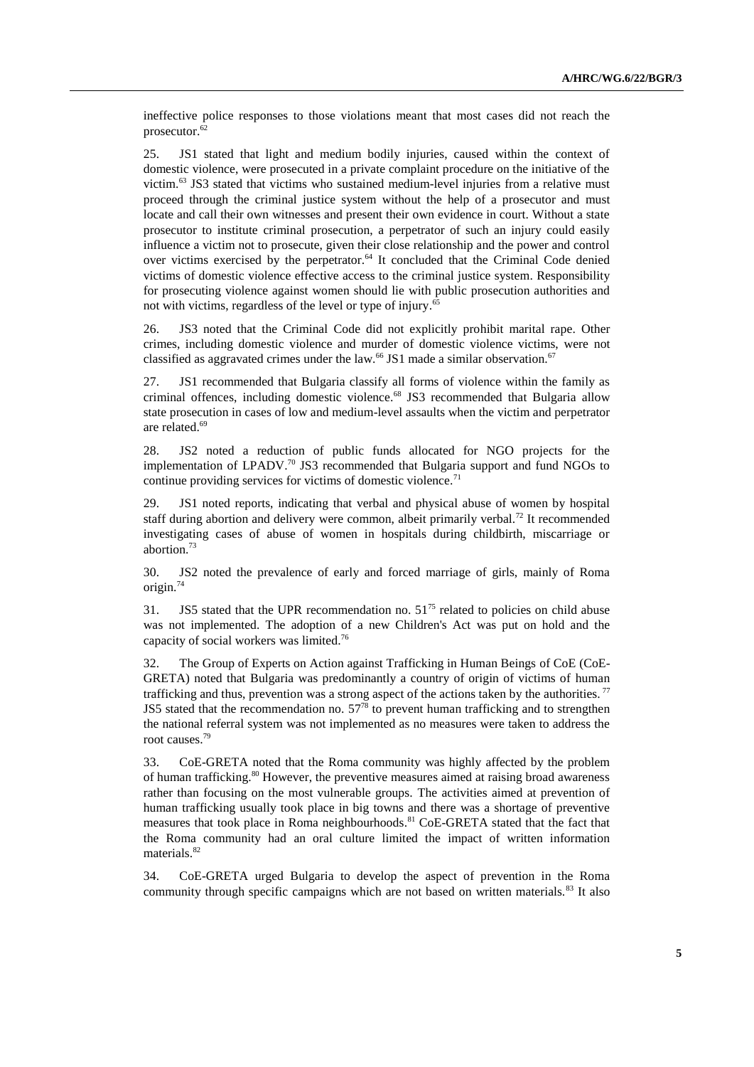ineffective police responses to those violations meant that most cases did not reach the prosecutor.[62]

25. JS1 stated that light and medium bodily injuries, caused within the context of domestic violence, were prosecuted in a private complaint procedure on the initiative of the victim.[63] JS3 stated that victims who sustained medium-level injuries from a relative must proceed through the criminal justice system without the help of a prosecutor and must locate and call their own witnesses and present their own evidence in court. Without a state prosecutor to institute criminal prosecution, a perpetrator of such an injury could easily influence a victim not to prosecute, given their close relationship and the power and control over victims exercised by the perpetrator.[64] It concluded that the Criminal Code denied victims of domestic violence effective access to the criminal justice system. Responsibility for prosecuting violence against women should lie with public prosecution authorities and not with victims, regardless of the level or type of injury.[65]

26. JS3 noted that the Criminal Code did not explicitly prohibit marital rape. Other crimes, including domestic violence and murder of domestic violence victims, were not classified as aggravated crimes under the law.[66] JS1 made a similar observation.[67]

27. JS1 recommended that Bulgaria classify all forms of violence within the family as criminal offences, including domestic violence.[68] JS3 recommended that Bulgaria allow state prosecution in cases of low and medium-level assaults when the victim and perpetrator are related.[69]

28. JS2 noted a reduction of public funds allocated for NGO projects for the implementation of LPADV.[70] JS3 recommended that Bulgaria support and fund NGOs to continue providing services for victims of domestic violence.[71]

29. JS1 noted reports, indicating that verbal and physical abuse of women by hospital staff during abortion and delivery were common, albeit primarily verbal.[72] It recommended investigating cases of abuse of women in hospitals during childbirth, miscarriage or abortion.[73]

30. JS2 noted the prevalence of early and forced marriage of girls, mainly of Roma origin.[74]

31. JS5 stated that the UPR recommendation no. 51[75] related to policies on child abuse was not implemented. The adoption of a new Children's Act was put on hold and the capacity of social workers was limited.[76]

32. The Group of Experts on Action against Trafficking in Human Beings of CoE (CoE-GRETA) noted that Bulgaria was predominantly a country of origin of victims of human trafficking and thus, prevention was a strong aspect of the actions taken by the authorities.[77] JS5 stated that the recommendation no. 57[78] to prevent human trafficking and to strengthen the national referral system was not implemented as no measures were taken to address the root causes.[79]

33. CoE-GRETA noted that the Roma community was highly affected by the problem of human trafficking.[80] However, the preventive measures aimed at raising broad awareness rather than focusing on the most vulnerable groups. The activities aimed at prevention of human trafficking usually took place in big towns and there was a shortage of preventive measures that took place in Roma neighbourhoods.[81] CoE-GRETA stated that the fact that the Roma community had an oral culture limited the impact of written information materials.[82]

34. CoE-GRETA urged Bulgaria to develop the aspect of prevention in the Roma community through specific campaigns which are not based on written materials.[83] It also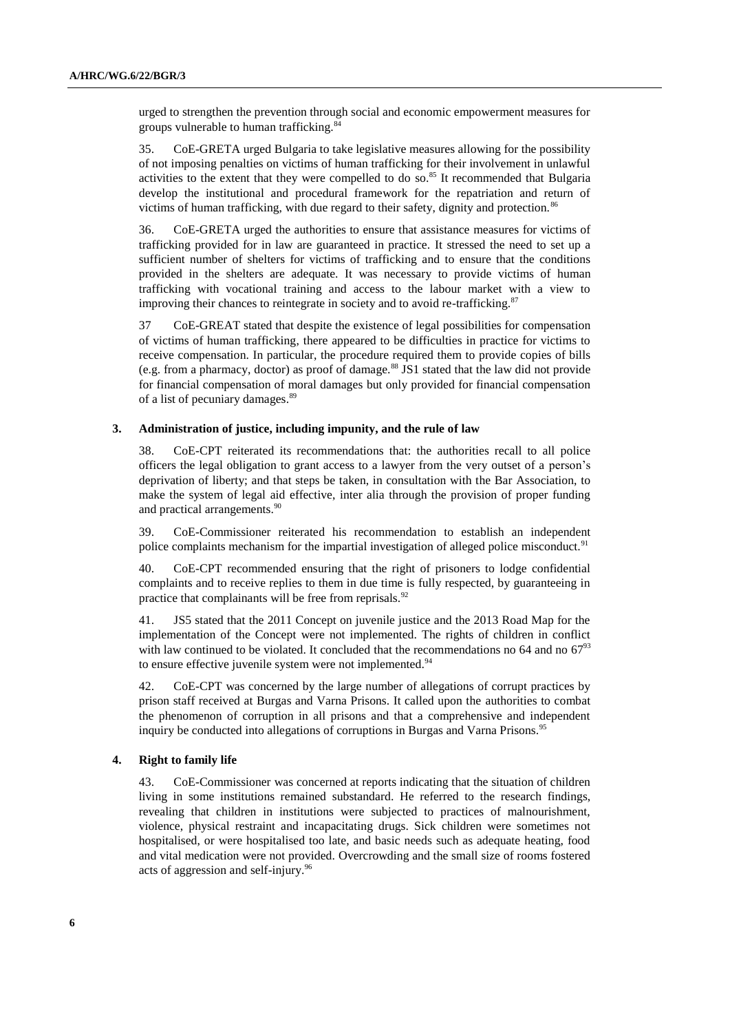urged to strengthen the prevention through social and economic empowerment measures for groups vulnerable to human trafficking.[84]

35. CoE-GRETA urged Bulgaria to take legislative measures allowing for the possibility of not imposing penalties on victims of human trafficking for their involvement in unlawful activities to the extent that they were compelled to do so.[85] It recommended that Bulgaria develop the institutional and procedural framework for the repatriation and return of victims of human trafficking, with due regard to their safety, dignity and protection.[86]

36. CoE-GRETA urged the authorities to ensure that assistance measures for victims of trafficking provided for in law are guaranteed in practice. It stressed the need to set up a sufficient number of shelters for victims of trafficking and to ensure that the conditions provided in the shelters are adequate. It was necessary to provide victims of human trafficking with vocational training and access to the labour market with a view to improving their chances to reintegrate in society and to avoid re-trafficking.[87]

37 CoE-GREAT stated that despite the existence of legal possibilities for compensation of victims of human trafficking, there appeared to be difficulties in practice for victims to receive compensation. In particular, the procedure required them to provide copies of bills (e.g. from a pharmacy, doctor) as proof of damage.[88] JS1 stated that the law did not provide for financial compensation of moral damages but only provided for financial compensation of a list of pecuniary damages.[89]

### 3. Administration of justice, including impunity, and the rule of law

38. CoE-CPT reiterated its recommendations that: the authorities recall to all police officers the legal obligation to grant access to a lawyer from the very outset of a person's deprivation of liberty; and that steps be taken, in consultation with the Bar Association, to make the system of legal aid effective, inter alia through the provision of proper funding and practical arrangements.[90]

39. CoE-Commissioner reiterated his recommendation to establish an independent police complaints mechanism for the impartial investigation of alleged police misconduct.[91]

40. CoE-CPT recommended ensuring that the right of prisoners to lodge confidential complaints and to receive replies to them in due time is fully respected, by guaranteeing in practice that complainants will be free from reprisals.[92]

41. JS5 stated that the 2011 Concept on juvenile justice and the 2013 Road Map for the implementation of the Concept were not implemented. The rights of children in conflict with law continued to be violated. It concluded that the recommendations no 64 and no 67[93] to ensure effective juvenile system were not implemented.[94]

42. CoE-CPT was concerned by the large number of allegations of corrupt practices by prison staff received at Burgas and Varna Prisons. It called upon the authorities to combat the phenomenon of corruption in all prisons and that a comprehensive and independent inquiry be conducted into allegations of corruptions in Burgas and Varna Prisons.[95]

### 4. Right to family life

43. CoE-Commissioner was concerned at reports indicating that the situation of children living in some institutions remained substandard. He referred to the research findings, revealing that children in institutions were subjected to practices of malnourishment, violence, physical restraint and incapacitating drugs. Sick children were sometimes not hospitalised, or were hospitalised too late, and basic needs such as adequate heating, food and vital medication were not provided. Overcrowding and the small size of rooms fostered acts of aggression and self-injury.[96]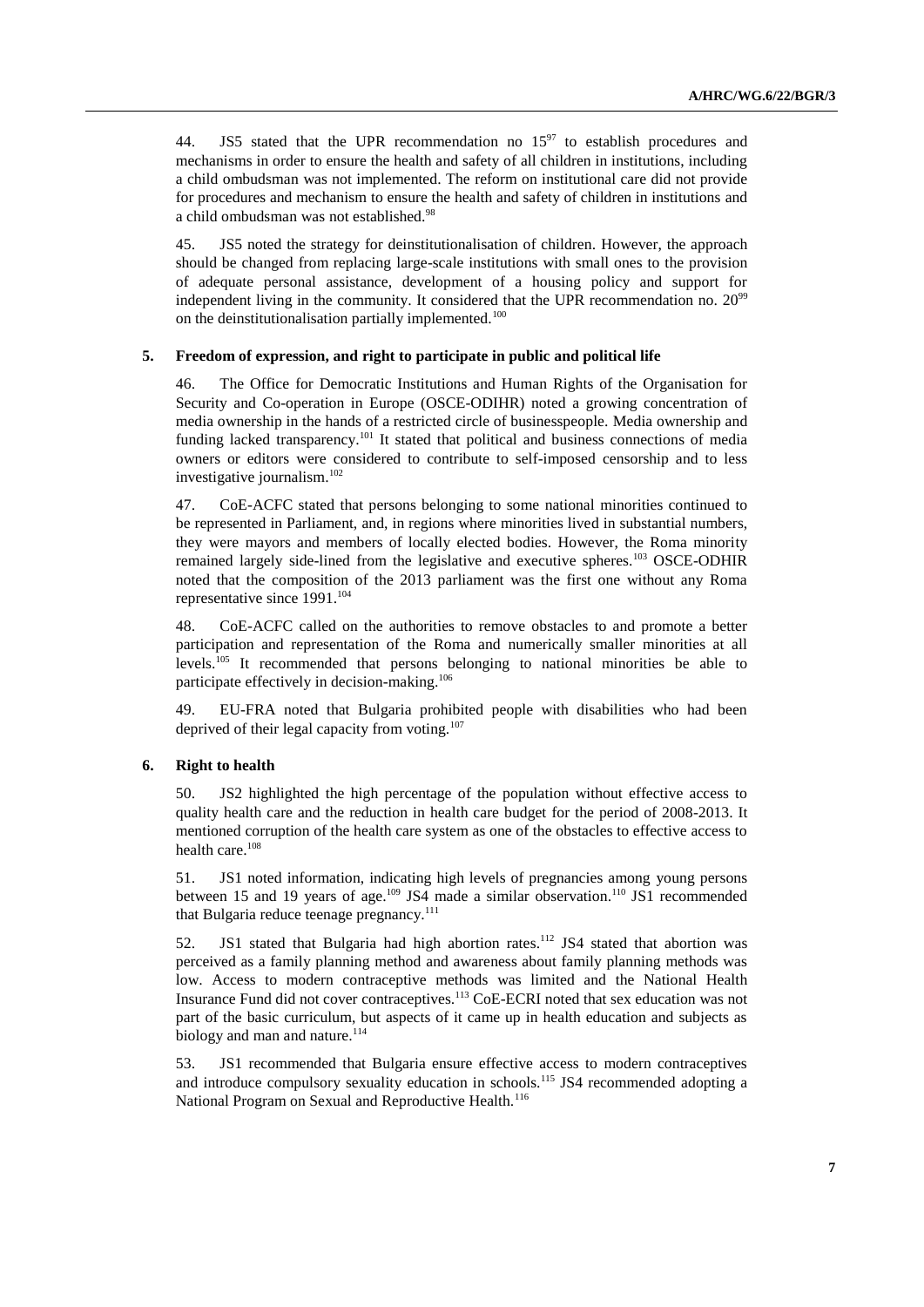44. JS5 stated that the UPR recommendation no 15[97] to establish procedures and mechanisms in order to ensure the health and safety of all children in institutions, including a child ombudsman was not implemented. The reform on institutional care did not provide for procedures and mechanism to ensure the health and safety of children in institutions and a child ombudsman was not established.[98]

45. JS5 noted the strategy for deinstitutionalisation of children. However, the approach should be changed from replacing large-scale institutions with small ones to the provision of adequate personal assistance, development of a housing policy and support for independent living in the community. It considered that the UPR recommendation no. 20[99] on the deinstitutionalisation partially implemented.[100]

### 5. Freedom of expression, and right to participate in public and political life

46. The Office for Democratic Institutions and Human Rights of the Organisation for Security and Co-operation in Europe (OSCE-ODIHR) noted a growing concentration of media ownership in the hands of a restricted circle of businesspeople. Media ownership and funding lacked transparency.[101] It stated that political and business connections of media owners or editors were considered to contribute to self-imposed censorship and to less investigative journalism.[102]

47. CoE-ACFC stated that persons belonging to some national minorities continued to be represented in Parliament, and, in regions where minorities lived in substantial numbers, they were mayors and members of locally elected bodies. However, the Roma minority remained largely side-lined from the legislative and executive spheres.[103] OSCE-ODHIR noted that the composition of the 2013 parliament was the first one without any Roma representative since 1991.[104]

48. CoE-ACFC called on the authorities to remove obstacles to and promote a better participation and representation of the Roma and numerically smaller minorities at all levels.[105] It recommended that persons belonging to national minorities be able to participate effectively in decision-making.[106]

49. EU-FRA noted that Bulgaria prohibited people with disabilities who had been deprived of their legal capacity from voting.[107]

### 6. Right to health

50. JS2 highlighted the high percentage of the population without effective access to quality health care and the reduction in health care budget for the period of 2008-2013. It mentioned corruption of the health care system as one of the obstacles to effective access to health care.[108]

51. JS1 noted information, indicating high levels of pregnancies among young persons between 15 and 19 years of age.[109] JS4 made a similar observation.[110] JS1 recommended that Bulgaria reduce teenage pregnancy.[111]

52. JS1 stated that Bulgaria had high abortion rates.[112] JS4 stated that abortion was perceived as a family planning method and awareness about family planning methods was low. Access to modern contraceptive methods was limited and the National Health Insurance Fund did not cover contraceptives.[113] CoE-ECRI noted that sex education was not part of the basic curriculum, but aspects of it came up in health education and subjects as biology and man and nature.[114]

53. JS1 recommended that Bulgaria ensure effective access to modern contraceptives and introduce compulsory sexuality education in schools.[115] JS4 recommended adopting a National Program on Sexual and Reproductive Health.[116]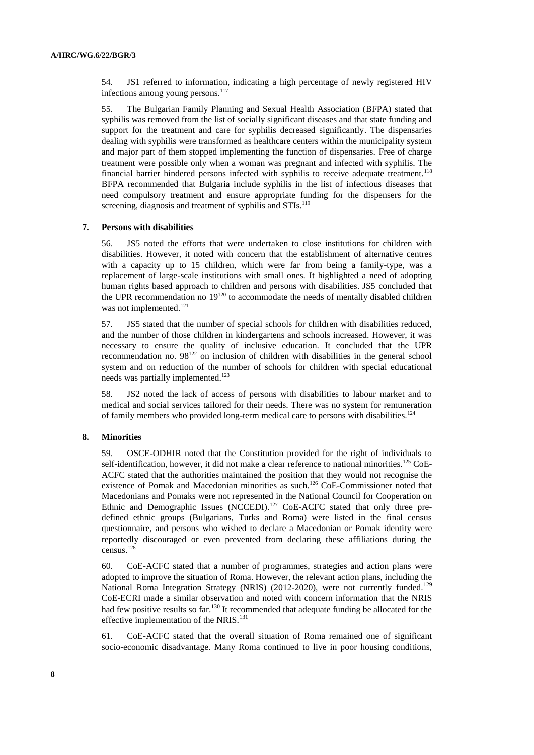54. JS1 referred to information, indicating a high percentage of newly registered HIV infections among young persons.[117]

55. The Bulgarian Family Planning and Sexual Health Association (BFPA) stated that syphilis was removed from the list of socially significant diseases and that state funding and support for the treatment and care for syphilis decreased significantly. The dispensaries dealing with syphilis were transformed as healthcare centers within the municipality system and major part of them stopped implementing the function of dispensaries. Free of charge treatment were possible only when a woman was pregnant and infected with syphilis. The financial barrier hindered persons infected with syphilis to receive adequate treatment.[118] BFPA recommended that Bulgaria include syphilis in the list of infectious diseases that need compulsory treatment and ensure appropriate funding for the dispensers for the screening, diagnosis and treatment of syphilis and STIs.[119]

### 7. Persons with disabilities

56. JS5 noted the efforts that were undertaken to close institutions for children with disabilities. However, it noted with concern that the establishment of alternative centres with a capacity up to 15 children, which were far from being a family-type, was a replacement of large-scale institutions with small ones. It highlighted a need of adopting human rights based approach to children and persons with disabilities. JS5 concluded that the UPR recommendation no 19[120] to accommodate the needs of mentally disabled children was not implemented.[121]

57. JS5 stated that the number of special schools for children with disabilities reduced, and the number of those children in kindergartens and schools increased. However, it was necessary to ensure the quality of inclusive education. It concluded that the UPR recommendation no. 98[122] on inclusion of children with disabilities in the general school system and on reduction of the number of schools for children with special educational needs was partially implemented.[123]

58. JS2 noted the lack of access of persons with disabilities to labour market and to medical and social services tailored for their needs. There was no system for remuneration of family members who provided long-term medical care to persons with disabilities.[124]

### 8. Minorities

59. OSCE-ODHIR noted that the Constitution provided for the right of individuals to self-identification, however, it did not make a clear reference to national minorities.[125] CoE-ACFC stated that the authorities maintained the position that they would not recognise the existence of Pomak and Macedonian minorities as such.[126] CoE-Commissioner noted that Macedonians and Pomaks were not represented in the National Council for Cooperation on Ethnic and Demographic Issues (NCCEDI).[127] CoE-ACFC stated that only three pre-defined ethnic groups (Bulgarians, Turks and Roma) were listed in the final census questionnaire, and persons who wished to declare a Macedonian or Pomak identity were reportedly discouraged or even prevented from declaring these affiliations during the census.[128]

60. CoE-ACFC stated that a number of programmes, strategies and action plans were adopted to improve the situation of Roma. However, the relevant action plans, including the National Roma Integration Strategy (NRIS) (2012-2020), were not currently funded.[129] CoE-ECRI made a similar observation and noted with concern information that the NRIS had few positive results so far.[130] It recommended that adequate funding be allocated for the effective implementation of the NRIS.[131]

61. CoE-ACFC stated that the overall situation of Roma remained one of significant socio-economic disadvantage. Many Roma continued to live in poor housing conditions,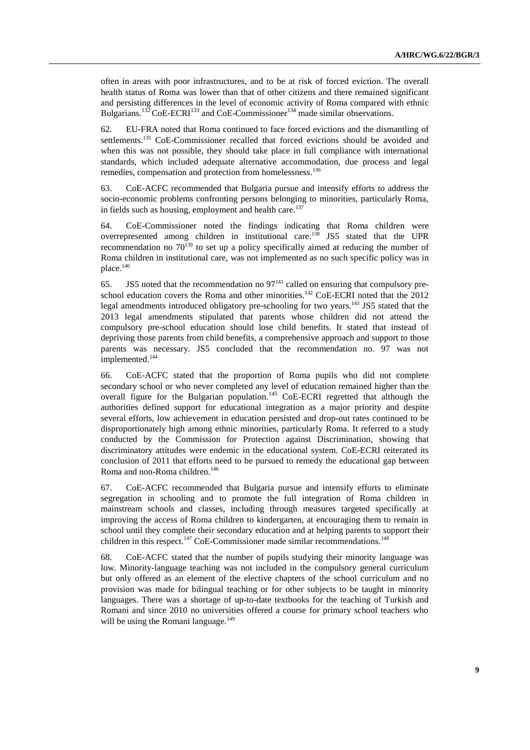often in areas with poor infrastructures, and to be at risk of forced eviction. The overall health status of Roma was lower than that of other citizens and there remained significant and persisting differences in the level of economic activity of Roma compared with ethnic Bulgarians.[132] CoE-ECRI[133] and CoE-Commissioner[134] made similar observations.

62. EU-FRA noted that Roma continued to face forced evictions and the dismantling of settlements.[135] CoE-Commissioner recalled that forced evictions should be avoided and when this was not possible, they should take place in full compliance with international standards, which included adequate alternative accommodation, due process and legal remedies, compensation and protection from homelessness.[136]

63. CoE-ACFC recommended that Bulgaria pursue and intensify efforts to address the socio-economic problems confronting persons belonging to minorities, particularly Roma, in fields such as housing, employment and health care.[137]

64. CoE-Commissioner noted the findings indicating that Roma children were overrepresented among children in institutional care.[138] JS5 stated that the UPR recommendation no 70[139] to set up a policy specifically aimed at reducing the number of Roma children in institutional care, was not implemented as no such specific policy was in place.[140]

65. JS5 noted that the recommendation no 97[141] called on ensuring that compulsory pre-school education covers the Roma and other minorities.[142] CoE-ECRI noted that the 2012 legal amendments introduced obligatory pre-schooling for two years.[143] JS5 stated that the 2013 legal amendments stipulated that parents whose children did not attend the compulsory pre-school education should lose child benefits. It stated that instead of depriving those parents from child benefits, a comprehensive approach and support to those parents was necessary. JS5 concluded that the recommendation no. 97 was not implemented.[144]

66. CoE-ACFC stated that the proportion of Roma pupils who did not complete secondary school or who never completed any level of education remained higher than the overall figure for the Bulgarian population.[145] CoE-ECRI regretted that although the authorities defined support for educational integration as a major priority and despite several efforts, low achievement in education persisted and drop-out rates continued to be disproportionately high among ethnic minorities, particularly Roma. It referred to a study conducted by the Commission for Protection against Discrimination, showing that discriminatory attitudes were endemic in the educational system. CoE-ECRI reiterated its conclusion of 2011 that efforts need to be pursued to remedy the educational gap between Roma and non-Roma children.[146]

67. CoE-ACFC recommended that Bulgaria pursue and intensify efforts to eliminate segregation in schooling and to promote the full integration of Roma children in mainstream schools and classes, including through measures targeted specifically at improving the access of Roma children to kindergarten, at encouraging them to remain in school until they complete their secondary education and at helping parents to support their children in this respect.[147] CoE-Commissioner made similar recommendations.[148]

68. CoE-ACFC stated that the number of pupils studying their minority language was low. Minority-language teaching was not included in the compulsory general curriculum but only offered as an element of the elective chapters of the school curriculum and no provision was made for bilingual teaching or for other subjects to be taught in minority languages. There was a shortage of up-to-date textbooks for the teaching of Turkish and Romani and since 2010 no universities offered a course for primary school teachers who will be using the Romani language.[149]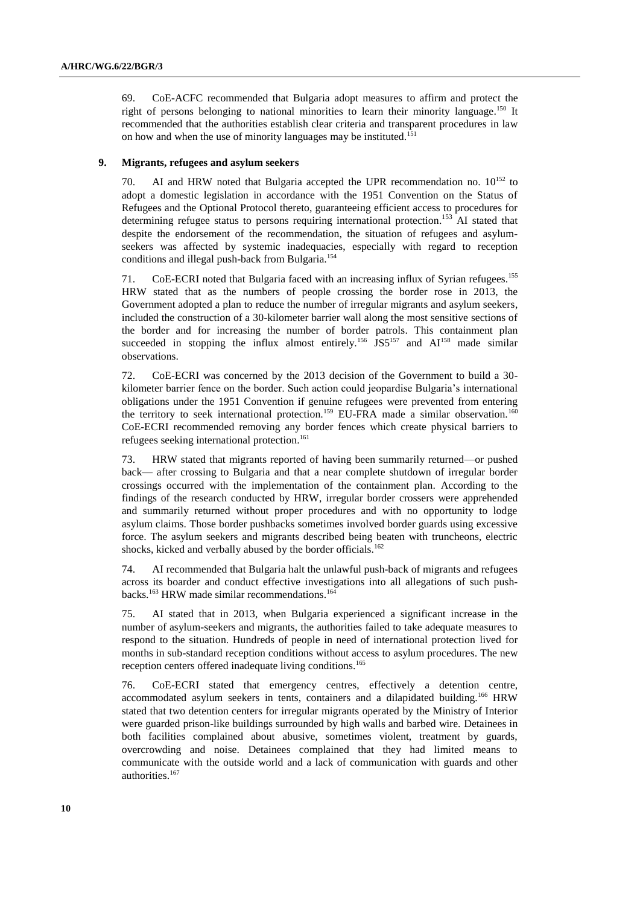69. CoE-ACFC recommended that Bulgaria adopt measures to affirm and protect the right of persons belonging to national minorities to learn their minority language.[150] It recommended that the authorities establish clear criteria and transparent procedures in law on how and when the use of minority languages may be instituted.[151]

### 9. Migrants, refugees and asylum seekers

70. AI and HRW noted that Bulgaria accepted the UPR recommendation no. 10[152] to adopt a domestic legislation in accordance with the 1951 Convention on the Status of Refugees and the Optional Protocol thereto, guaranteeing efficient access to procedures for determining refugee status to persons requiring international protection.[153] AI stated that despite the endorsement of the recommendation, the situation of refugees and asylum-seekers was affected by systemic inadequacies, especially with regard to reception conditions and illegal push-back from Bulgaria.[154]

71. CoE-ECRI noted that Bulgaria faced with an increasing influx of Syrian refugees.[155] HRW stated that as the numbers of people crossing the border rose in 2013, the Government adopted a plan to reduce the number of irregular migrants and asylum seekers, included the construction of a 30-kilometer barrier wall along the most sensitive sections of the border and for increasing the number of border patrols. This containment plan succeeded in stopping the influx almost entirely.[156] JS5[157] and AI[158] made similar observations.

72. CoE-ECRI was concerned by the 2013 decision of the Government to build a 30-kilometer barrier fence on the border. Such action could jeopardise Bulgaria's international obligations under the 1951 Convention if genuine refugees were prevented from entering the territory to seek international protection.[159] EU-FRA made a similar observation.[160] CoE-ECRI recommended removing any border fences which create physical barriers to refugees seeking international protection.[161]

73. HRW stated that migrants reported of having been summarily returned—or pushed back— after crossing to Bulgaria and that a near complete shutdown of irregular border crossings occurred with the implementation of the containment plan. According to the findings of the research conducted by HRW, irregular border crossers were apprehended and summarily returned without proper procedures and with no opportunity to lodge asylum claims. Those border pushbacks sometimes involved border guards using excessive force. The asylum seekers and migrants described being beaten with truncheons, electric shocks, kicked and verbally abused by the border officials.[162]

74. AI recommended that Bulgaria halt the unlawful push-back of migrants and refugees across its boarder and conduct effective investigations into all allegations of such push-backs.[163] HRW made similar recommendations.[164]

75. AI stated that in 2013, when Bulgaria experienced a significant increase in the number of asylum-seekers and migrants, the authorities failed to take adequate measures to respond to the situation. Hundreds of people in need of international protection lived for months in sub-standard reception conditions without access to asylum procedures. The new reception centers offered inadequate living conditions.[165]

76. CoE-ECRI stated that emergency centres, effectively a detention centre, accommodated asylum seekers in tents, containers and a dilapidated building.[166] HRW stated that two detention centers for irregular migrants operated by the Ministry of Interior were guarded prison-like buildings surrounded by high walls and barbed wire. Detainees in both facilities complained about abusive, sometimes violent, treatment by guards, overcrowding and noise. Detainees complained that they had limited means to communicate with the outside world and a lack of communication with guards and other authorities.[167]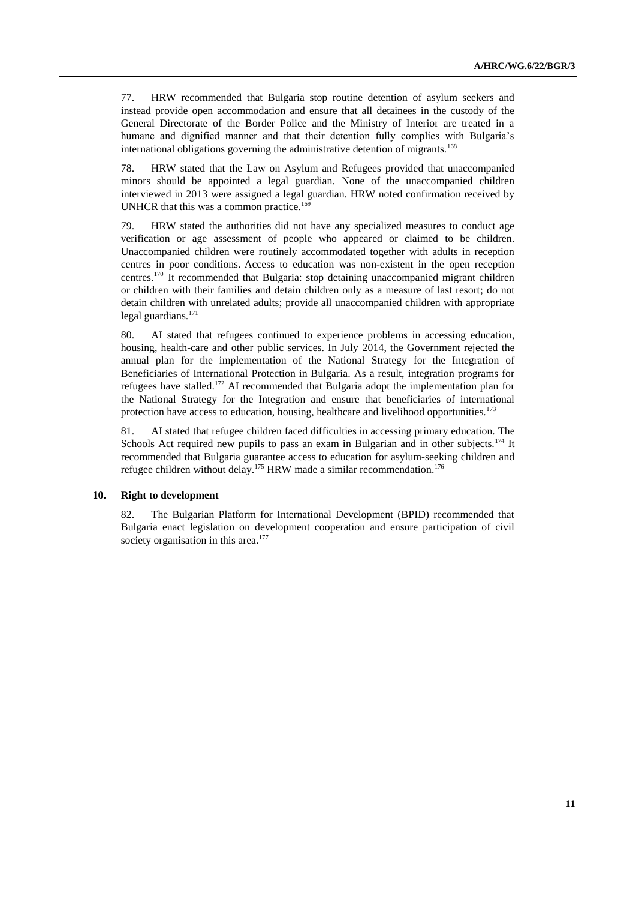77. HRW recommended that Bulgaria stop routine detention of asylum seekers and instead provide open accommodation and ensure that all detainees in the custody of the General Directorate of the Border Police and the Ministry of Interior are treated in a humane and dignified manner and that their detention fully complies with Bulgaria's international obligations governing the administrative detention of migrants.[168]

78. HRW stated that the Law on Asylum and Refugees provided that unaccompanied minors should be appointed a legal guardian. None of the unaccompanied children interviewed in 2013 were assigned a legal guardian. HRW noted confirmation received by UNHCR that this was a common practice.[169]

79. HRW stated the authorities did not have any specialized measures to conduct age verification or age assessment of people who appeared or claimed to be children. Unaccompanied children were routinely accommodated together with adults in reception centres in poor conditions. Access to education was non-existent in the open reception centres.[170] It recommended that Bulgaria: stop detaining unaccompanied migrant children or children with their families and detain children only as a measure of last resort; do not detain children with unrelated adults; provide all unaccompanied children with appropriate legal guardians.[171]

80. AI stated that refugees continued to experience problems in accessing education, housing, health-care and other public services. In July 2014, the Government rejected the annual plan for the implementation of the National Strategy for the Integration of Beneficiaries of International Protection in Bulgaria. As a result, integration programs for refugees have stalled.[172] AI recommended that Bulgaria adopt the implementation plan for the National Strategy for the Integration and ensure that beneficiaries of international protection have access to education, housing, healthcare and livelihood opportunities.[173]

81. AI stated that refugee children faced difficulties in accessing primary education. The Schools Act required new pupils to pass an exam in Bulgarian and in other subjects.[174] It recommended that Bulgaria guarantee access to education for asylum-seeking children and refugee children without delay.[175] HRW made a similar recommendation.[176]

### 10. Right to development

82. The Bulgarian Platform for International Development (BPID) recommended that Bulgaria enact legislation on development cooperation and ensure participation of civil society organisation in this area.[177]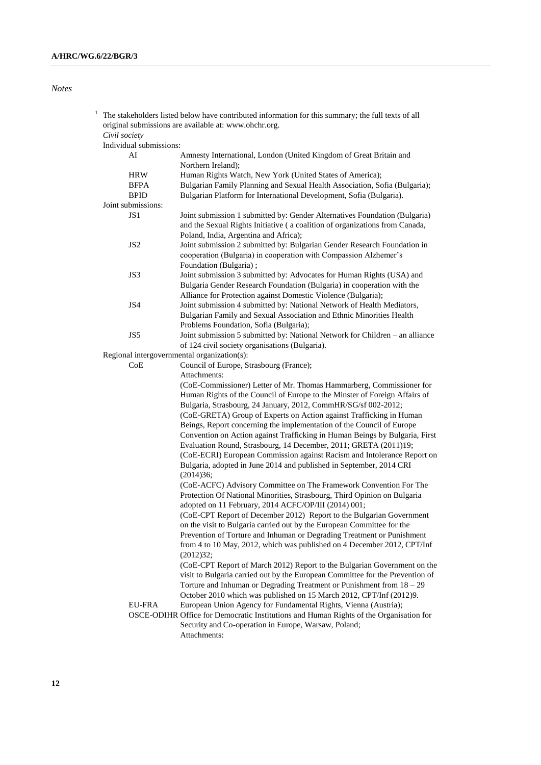*Notes*

[1] The stakeholders listed below have contributed information for this summary; the full texts of all original submissions are available at: www.ohchr.org.

*Civil society*

Individual submissions:

| | |
|---|---|
| AI | Amnesty International, London (United Kingdom of Great Britain and Northern Ireland); |
| HRW | Human Rights Watch, New York (United States of America); |
| BFPA | Bulgarian Family Planning and Sexual Health Association, Sofia (Bulgaria); |
| BPID | Bulgarian Platform for International Development, Sofia (Bulgaria). |

Joint submissions:

| | |
|---|---|
| JS1 | Joint submission 1 submitted by: Gender Alternatives Foundation (Bulgaria) and the Sexual Rights Initiative ( a coalition of organizations from Canada, Poland, India, Argentina and Africa); |
| JS2 | Joint submission 2 submitted by: Bulgarian Gender Research Foundation in cooperation (Bulgaria) in cooperation with Compassion Alzhemer's Foundation (Bulgaria) ; |
| JS3 | Joint submission 3 submitted by: Advocates for Human Rights (USA) and Bulgaria Gender Research Foundation (Bulgaria) in cooperation with the Alliance for Protection against Domestic Violence (Bulgaria); |
| JS4 | Joint submission 4 submitted by: National Network of Health Mediators, Bulgarian Family and Sexual Association and Ethnic Minorities Health Problems Foundation, Sofia (Bulgaria); |
| JS5 | Joint submission 5 submitted by: National Network for Children – an alliance of 124 civil society organisations (Bulgaria). |

Regional intergovernmental organization(s):

| | |
|---|---|
| CoE | Council of Europe, Strasbourg (France);<br>Attachments:<br>(CoE-Commissioner) Letter of Mr. Thomas Hammarberg, Commissioner for Human Rights of the Council of Europe to the Minster of Foreign Affairs of Bulgaria, Strasbourg, 24 January, 2012, CommHR/SG/sf 002-2012;<br>(CoE-GRETA) Group of Experts on Action against Trafficking in Human Beings, Report concerning the implementation of the Council of Europe Convention on Action against Trafficking in Human Beings by Bulgaria, First Evaluation Round, Strasbourg, 14 December, 2011; GRETA (2011)19;<br>(CoE-ECRI) European Commission against Racism and Intolerance Report on Bulgaria, adopted in June 2014 and published in September, 2014 CRI (2014)36;<br>(CoE-ACFC) Advisory Committee on The Framework Convention For The Protection Of National Minorities, Strasbourg, Third Opinion on Bulgaria adopted on 11 February, 2014 ACFC/OP/III (2014) 001;<br>(CoE-CPT Report of December 2012) Report to the Bulgarian Government on the visit to Bulgaria carried out by the European Committee for the Prevention of Torture and Inhuman or Degrading Treatment or Punishment from 4 to 10 May, 2012, which was published on 4 December 2012, CPT/Inf (2012)32;<br>(CoE-CPT Report of March 2012) Report to the Bulgarian Government on the visit to Bulgaria carried out by the European Committee for the Prevention of Torture and Inhuman or Degrading Treatment or Punishment from 18 – 29 October 2010 which was published on 15 March 2012, CPT/Inf (2012)9. |
| EU-FRA | European Union Agency for Fundamental Rights, Vienna (Austria); |
| OSCE-ODIHR | Office for Democratic Institutions and Human Rights of the Organisation for Security and Co-operation in Europe, Warsaw, Poland;<br>Attachments: |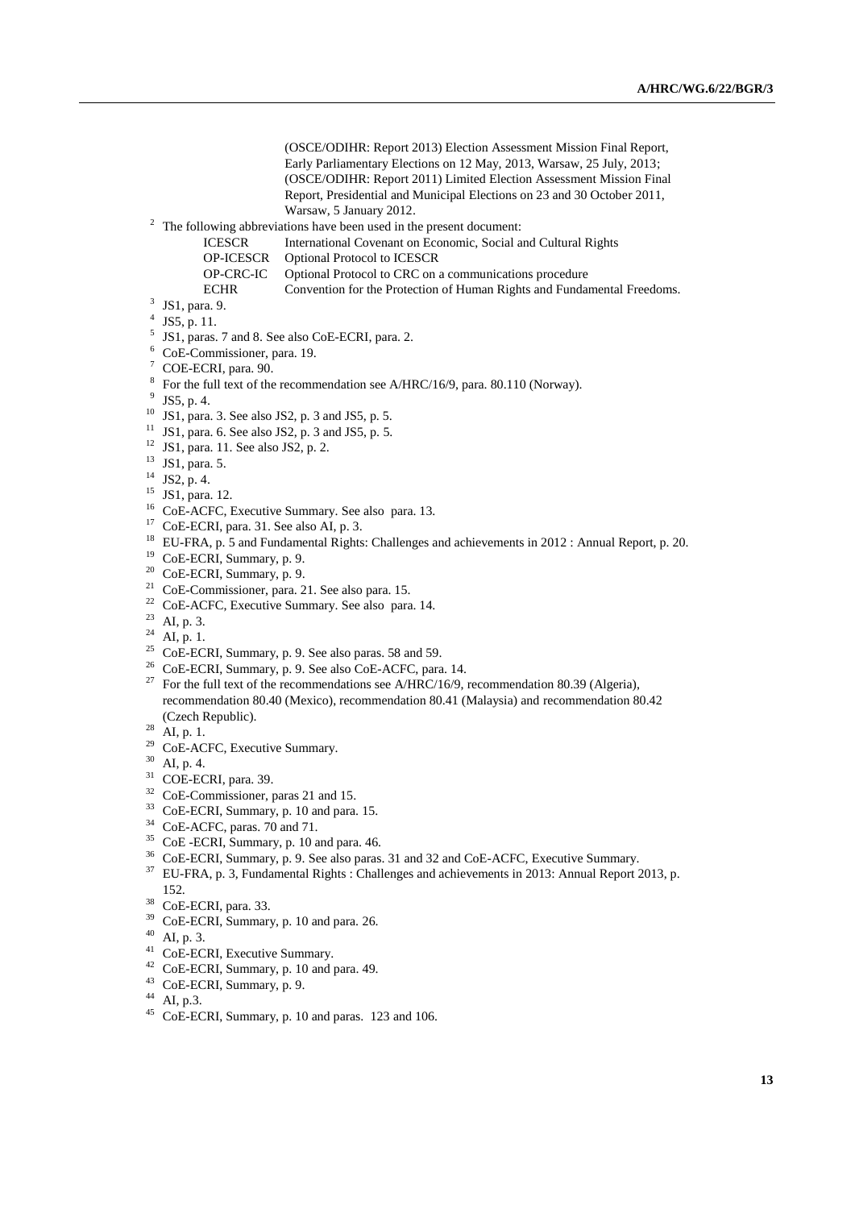(OSCE/ODIHR: Report 2013) Election Assessment Mission Final Report, Early Parliamentary Elections on 12 May, 2013, Warsaw, 25 July, 2013; (OSCE/ODIHR: Report 2011) Limited Election Assessment Mission Final Report, Presidential and Municipal Elections on 23 and 30 October 2011, Warsaw, 5 January 2012.

[2] The following abbreviations have been used in the present document:

| | |
|---|---|
| ICESCR | International Covenant on Economic, Social and Cultural Rights |
| OP-ICESCR | Optional Protocol to ICESCR |
| OP-CRC-IC | Optional Protocol to CRC on a communications procedure |
| ECHR | Convention for the Protection of Human Rights and Fundamental Freedoms. |

[3] JS1, para. 9.

[4] JS5, p. 11.

[5] JS1, paras. 7 and 8. See also CoE-ECRI, para. 2.

[6] CoE-Commissioner, para. 19.

[7] COE-ECRI, para. 90.

[8] For the full text of the recommendation see A/HRC/16/9, para. 80.110 (Norway).

[9] JS5, p. 4.

[10] JS1, para. 3. See also JS2, p. 3 and JS5, p. 5.

[11] JS1, para. 6. See also JS2, p. 3 and JS5, p. 5.

[12] JS1, para. 11. See also JS2, p. 2.

[13] JS1, para. 5.

[14] JS2, p. 4.

[15] JS1, para. 12.

[16] CoE-ACFC, Executive Summary. See also para. 13.

[17] CoE-ECRI, para. 31. See also AI, p. 3.

[18] EU-FRA, p. 5 and Fundamental Rights: Challenges and achievements in 2012 : Annual Report, p. 20.

[19] CoE-ECRI, Summary, p. 9.

[20] CoE-ECRI, Summary, p. 9.

[21] CoE-Commissioner, para. 21. See also para. 15.

[22] CoE-ACFC, Executive Summary. See also para. 14.

[23] AI, p. 3.

[24] AI, p. 1.

[25] CoE-ECRI, Summary, p. 9. See also paras. 58 and 59.

[26] CoE-ECRI, Summary, p. 9. See also CoE-ACFC, para. 14.

[27] For the full text of the recommendations see A/HRC/16/9, recommendation 80.39 (Algeria), recommendation 80.40 (Mexico), recommendation 80.41 (Malaysia) and recommendation 80.42 (Czech Republic).

[28] AI, p. 1.

[29] CoE-ACFC, Executive Summary.

[30] AI, p. 4.

[31] COE-ECRI, para. 39.

[32] CoE-Commissioner, paras 21 and 15.

[33] CoE-ECRI, Summary, p. 10 and para. 15.

[34] CoE-ACFC, paras. 70 and 71.

[35] CoE -ECRI, Summary, p. 10 and para. 46.

[36] CoE-ECRI, Summary, p. 9. See also paras. 31 and 32 and CoE-ACFC, Executive Summary.

[37] EU-FRA, p. 3, Fundamental Rights : Challenges and achievements in 2013: Annual Report 2013, p. 152.

[38] CoE-ECRI, para. 33.

[39] CoE-ECRI, Summary, p. 10 and para. 26.

[40] AI, p. 3.

[41] CoE-ECRI, Executive Summary.

[42] CoE-ECRI, Summary, p. 10 and para. 49.

[43] CoE-ECRI, Summary, p. 9.

[44] AI, p.3.

[45] CoE-ECRI, Summary, p. 10 and paras. 123 and 106.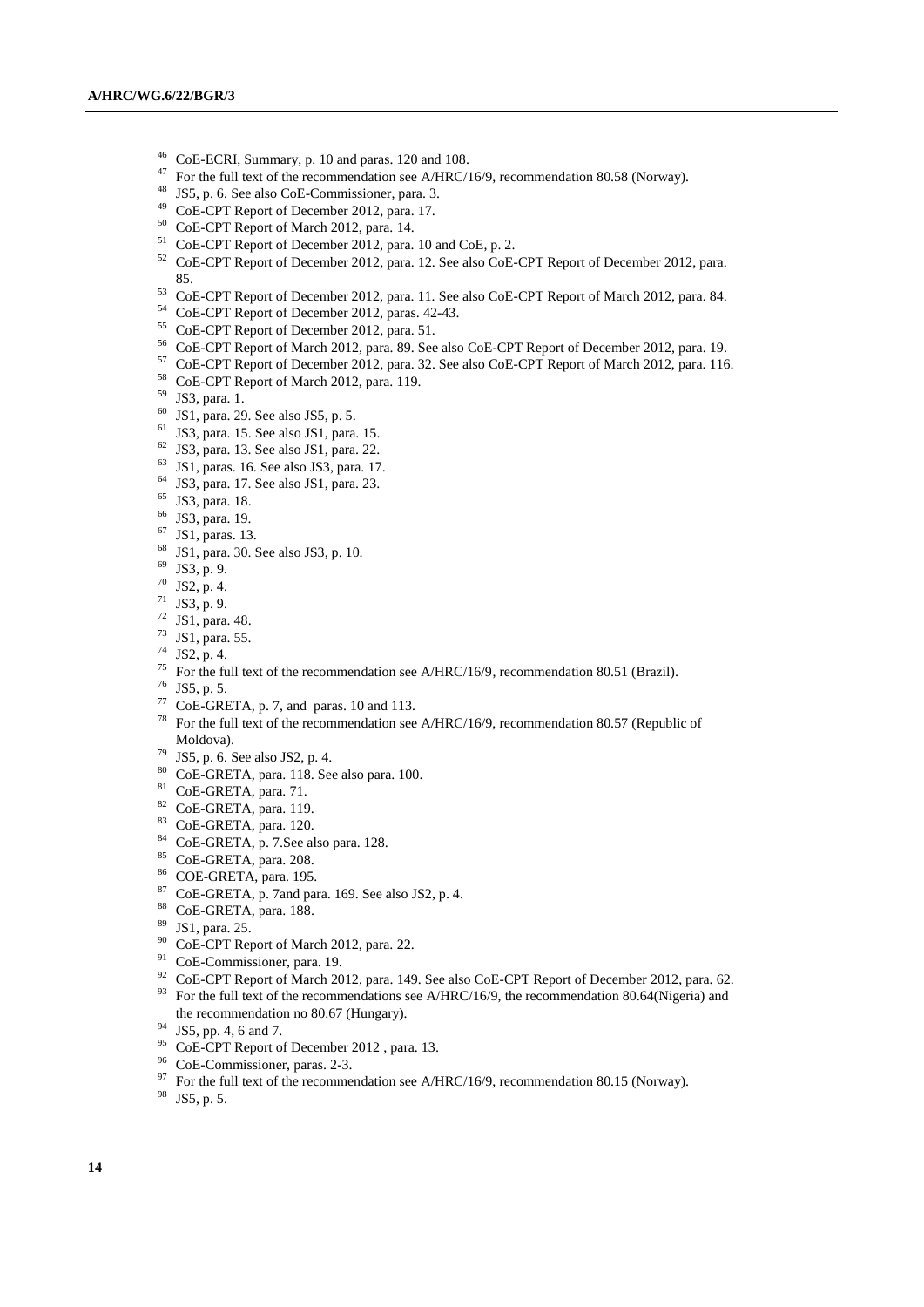[46] CoE-ECRI, Summary, p. 10 and paras. 120 and 108.

[47] For the full text of the recommendation see A/HRC/16/9, recommendation 80.58 (Norway).

[48] JS5, p. 6. See also CoE-Commissioner, para. 3.

[49] CoE-CPT Report of December 2012, para. 17.

[50] CoE-CPT Report of March 2012, para. 14.

[51] CoE-CPT Report of December 2012, para. 10 and CoE, p. 2.

[52] CoE-CPT Report of December 2012, para. 12. See also CoE-CPT Report of December 2012, para. 85.

[53] CoE-CPT Report of December 2012, para. 11. See also CoE-CPT Report of March 2012, para. 84.

[54] CoE-CPT Report of December 2012, paras. 42-43.

[55] CoE-CPT Report of December 2012, para. 51.

[56] CoE-CPT Report of March 2012, para. 89. See also CoE-CPT Report of December 2012, para. 19.

[57] CoE-CPT Report of December 2012, para. 32. See also CoE-CPT Report of March 2012, para. 116.

[58] CoE-CPT Report of March 2012, para. 119.

[59] JS3, para. 1.

[60] JS1, para. 29. See also JS5, p. 5.

[61] JS3, para. 15. See also JS1, para. 15.

[62] JS3, para. 13. See also JS1, para. 22.

[63] JS1, paras. 16. See also JS3, para. 17.

[64] JS3, para. 17. See also JS1, para. 23.

[65] JS3, para. 18.

[66] JS3, para. 19.

[67] JS1, paras. 13.

[68] JS1, para. 30. See also JS3, p. 10.

[69] JS3, p. 9.

[70] JS2, p. 4.

[71] JS3, p. 9.

[72] JS1, para. 48.

[73] JS1, para. 55.

[74] JS2, p. 4.

[75] For the full text of the recommendation see A/HRC/16/9, recommendation 80.51 (Brazil).

[76] JS5, p. 5.

[77] CoE-GRETA, p. 7, and paras. 10 and 113.

[78] For the full text of the recommendation see A/HRC/16/9, recommendation 80.57 (Republic of Moldova).

[79] JS5, p. 6. See also JS2, p. 4.

[80] CoE-GRETA, para. 118. See also para. 100.

[81] CoE-GRETA, para. 71.

[82] CoE-GRETA, para. 119.

[83] CoE-GRETA, para. 120.

[84] CoE-GRETA, p. 7.See also para. 128.

[85] CoE-GRETA, para. 208.

[86] COE-GRETA, para. 195.

[87] CoE-GRETA, p. 7and para. 169. See also JS2, p. 4.

[88] CoE-GRETA, para. 188.

[89] JS1, para. 25.

[90] CoE-CPT Report of March 2012, para. 22.

[91] CoE-Commissioner, para. 19.

[92] CoE-CPT Report of March 2012, para. 149. See also CoE-CPT Report of December 2012, para. 62.

[93] For the full text of the recommendations see A/HRC/16/9, the recommendation 80.64(Nigeria) and the recommendation no 80.67 (Hungary).

[94] JS5, pp. 4, 6 and 7.

[95] CoE-CPT Report of December 2012 , para. 13.

[96] CoE-Commissioner, paras. 2-3.

[97] For the full text of the recommendation see A/HRC/16/9, recommendation 80.15 (Norway).

[98] JS5, p. 5.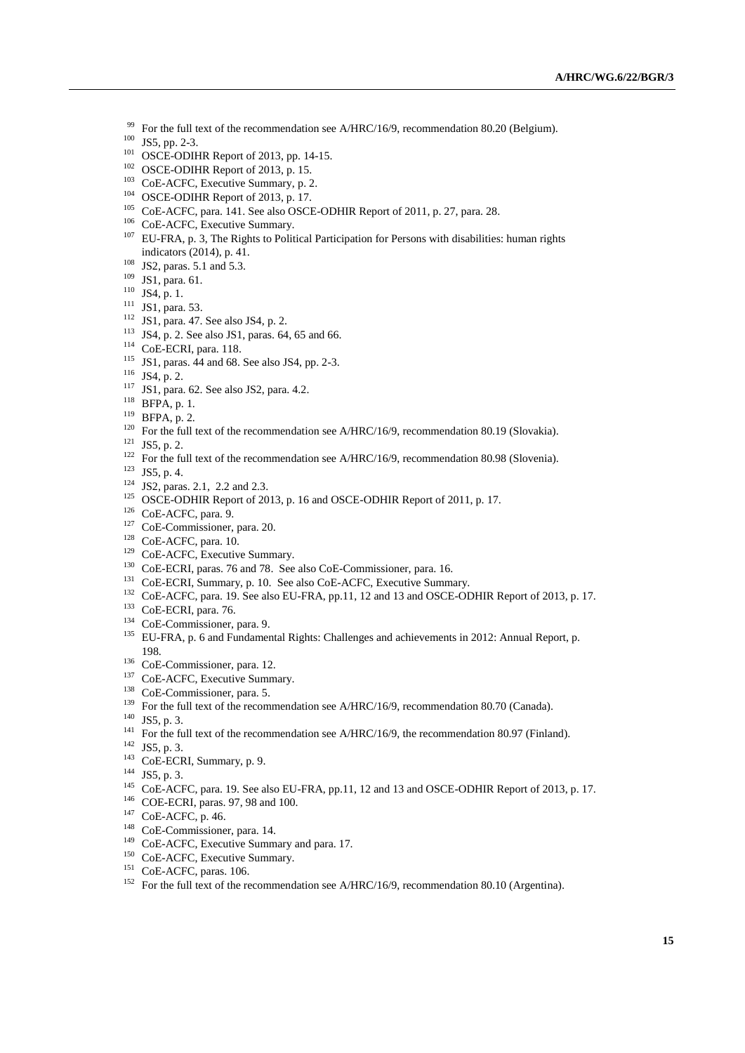[99] For the full text of the recommendation see A/HRC/16/9, recommendation 80.20 (Belgium).

[100] JS5, pp. 2-3.

[101] OSCE-ODIHR Report of 2013, pp. 14-15.

[102] OSCE-ODIHR Report of 2013, p. 15.

[103] CoE-ACFC, Executive Summary, p. 2.

[104] OSCE-ODIHR Report of 2013, p. 17.

[105] CoE-ACFC, para. 141. See also OSCE-ODHIR Report of 2011, p. 27, para. 28.

[106] CoE-ACFC, Executive Summary.

[107] EU-FRA, p. 3, The Rights to Political Participation for Persons with disabilities: human rights indicators (2014), p. 41.

[108] JS2, paras. 5.1 and 5.3.

[109] JS1, para. 61.

[110] JS4, p. 1.

[111] JS1, para. 53.

[112] JS1, para. 47. See also JS4, p. 2.

[113] JS4, p. 2. See also JS1, paras. 64, 65 and 66.

[114] CoE-ECRI, para. 118.

[115] JS1, paras. 44 and 68. See also JS4, pp. 2-3.

[116] JS4, p. 2.

[117] JS1, para. 62. See also JS2, para. 4.2.

[118] BFPA, p. 1.

[119] BFPA, p. 2.

[120] For the full text of the recommendation see A/HRC/16/9, recommendation 80.19 (Slovakia).

[121] JS5, p. 2.

[122] For the full text of the recommendation see A/HRC/16/9, recommendation 80.98 (Slovenia).

[123] JS5, p. 4.

[124] JS2, paras. 2.1, 2.2 and 2.3.

[125] OSCE-ODHIR Report of 2013, p. 16 and OSCE-ODHIR Report of 2011, p. 17.

[126] CoE-ACFC, para. 9.

[127] CoE-Commissioner, para. 20.

[128] CoE-ACFC, para. 10.

[129] CoE-ACFC, Executive Summary.

[130] CoE-ECRI, paras. 76 and 78. See also CoE-Commissioner, para. 16.

[131] CoE-ECRI, Summary, p. 10. See also CoE-ACFC, Executive Summary.

[132] CoE-ACFC, para. 19. See also EU-FRA, pp.11, 12 and 13 and OSCE-ODHIR Report of 2013, p. 17.

[133] CoE-ECRI, para. 76.

[134] CoE-Commissioner, para. 9.

[135] EU-FRA, p. 6 and Fundamental Rights: Challenges and achievements in 2012: Annual Report, p. 198.

[136] CoE-Commissioner, para. 12.

[137] CoE-ACFC, Executive Summary.

[138] CoE-Commissioner, para. 5.

[139] For the full text of the recommendation see A/HRC/16/9, recommendation 80.70 (Canada).

[140] JS5, p. 3.

[141] For the full text of the recommendation see A/HRC/16/9, the recommendation 80.97 (Finland).

[142] JS5, p. 3.

[143] CoE-ECRI, Summary, p. 9.

[144] JS5, p. 3.

[145] CoE-ACFC, para. 19. See also EU-FRA, pp.11, 12 and 13 and OSCE-ODHIR Report of 2013, p. 17.

[146] COE-ECRI, paras. 97, 98 and 100.

[147] CoE-ACFC, p. 46.

[148] CoE-Commissioner, para. 14.

[149] CoE-ACFC, Executive Summary and para. 17.

[150] CoE-ACFC, Executive Summary.

[151] CoE-ACFC, paras. 106.

[152] For the full text of the recommendation see A/HRC/16/9, recommendation 80.10 (Argentina).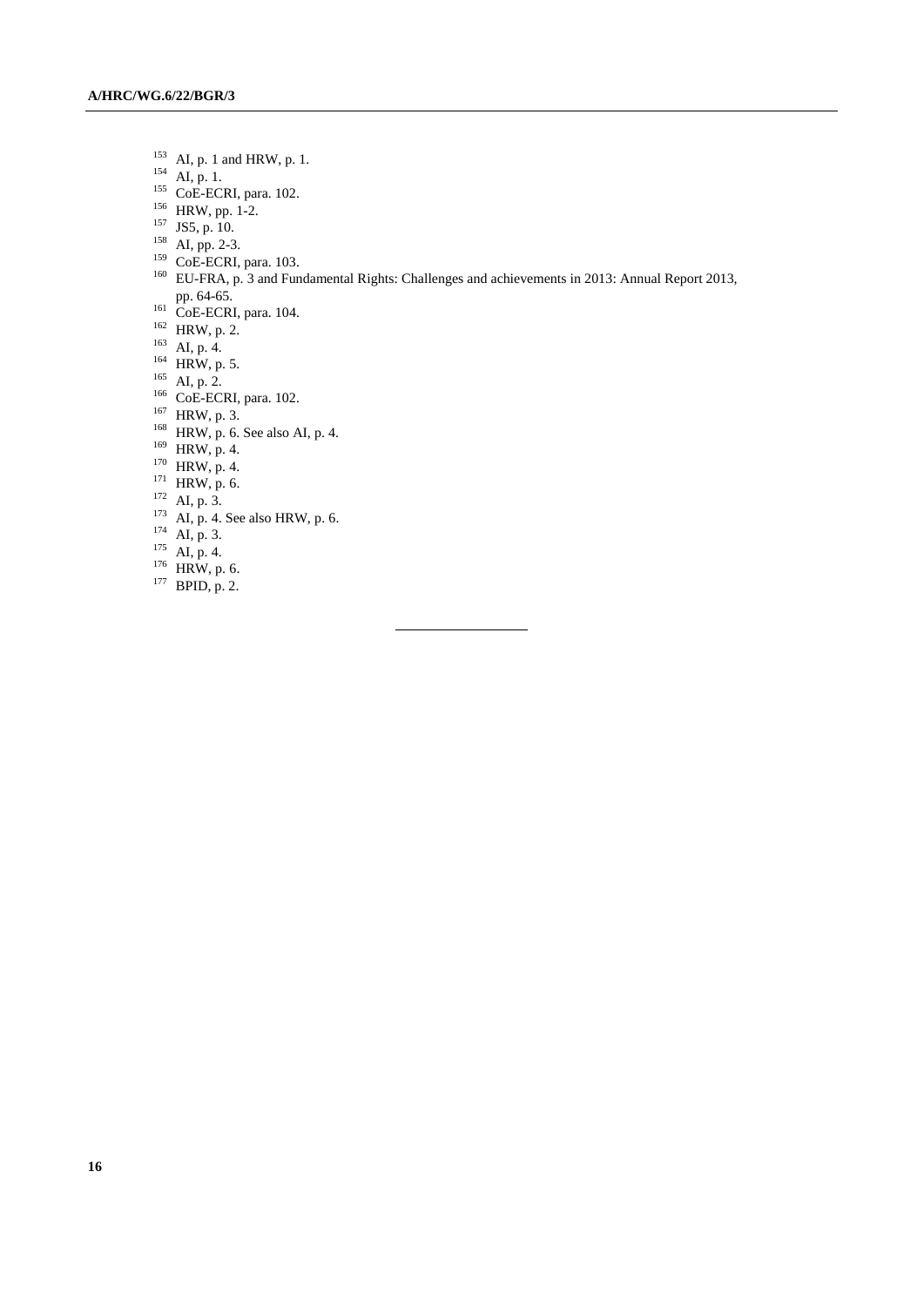[153] AI, p. 1 and HRW, p. 1.
[154] AI, p. 1.
[155] CoE-ECRI, para. 102.
[156] HRW, pp. 1-2.
[157] JS5, p. 10.
[158] AI, pp. 2-3.
[159] CoE-ECRI, para. 103.
[160] EU-FRA, p. 3 and Fundamental Rights: Challenges and achievements in 2013: Annual Report 2013, pp. 64-65.
[161] CoE-ECRI, para. 104.
[162] HRW, p. 2.
[163] AI, p. 4.
[164] HRW, p. 5.
[165] AI, p. 2.
[166] CoE-ECRI, para. 102.
[167] HRW, p. 3.
[168] HRW, p. 6. See also AI, p. 4.
[169] HRW, p. 4.
[170] HRW, p. 4.
[171] HRW, p. 6.
[172] AI, p. 3.
[173] AI, p. 4. See also HRW, p. 6.
[174] AI, p. 3.
[175] AI, p. 4.
[176] HRW, p. 6.
[177] BPID, p. 2.